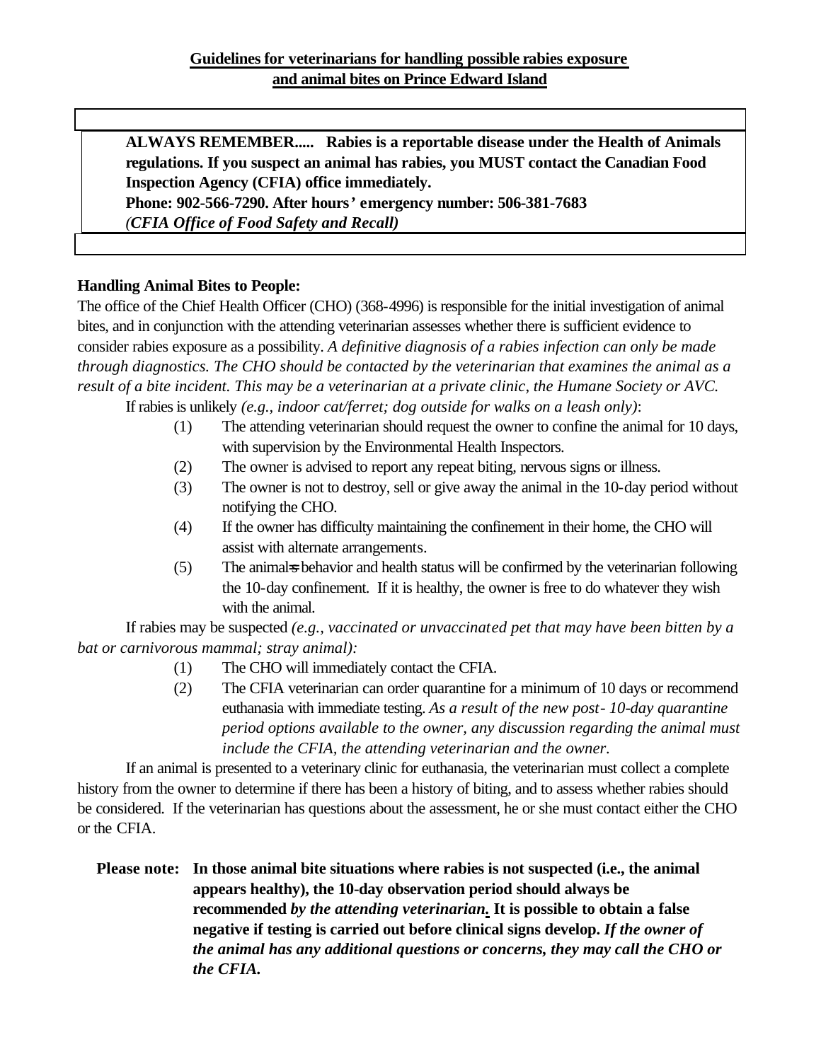**Guidelines for veterinarians for handling possible rabies exposure and animal bites on Prince Edward Island**

> **ALWAYS REMEMBER..... Rabies is a reportable disease under the Health of Animals regulations. If you suspect an animal has rabies, you MUST contact the Canadian Food Inspection Agency (CFIA) office immediately.**
> **Phone: 902-566-7290. After hours' emergency number: 506-381-7683**
> ***(CFIA Office of Food Safety and Recall)***

**Handling Animal Bites to People:**

The office of the Chief Health Officer (CHO) (368-4996) is responsible for the initial investigation of animal bites, and in conjunction with the attending veterinarian assesses whether there is sufficient evidence to consider rabies exposure as a possibility. *A definitive diagnosis of a rabies infection can only be made through diagnostics. The CHO should be contacted by the veterinarian that examines the animal as a result of a bite incident. This may be a veterinarian at a private clinic, the Humane Society or AVC.*

If rabies is unlikely *(e.g., indoor cat/ferret; dog outside for walks on a leash only)*:

(1) The attending veterinarian should request the owner to confine the animal for 10 days, with supervision by the Environmental Health Inspectors.

(2) The owner is advised to report any repeat biting, nervous signs or illness.

(3) The owner is not to destroy, sell or give away the animal in the 10-day period without notifying the CHO.

(4) If the owner has difficulty maintaining the confinement in their home, the CHO will assist with alternate arrangements.

(5) The animal=s behavior and health status will be confirmed by the veterinarian following the 10-day confinement. If it is healthy, the owner is free to do whatever they wish with the animal.

If rabies may be suspected *(e.g., vaccinated or unvaccinated pet that may have been bitten by a bat or carnivorous mammal; stray animal):*

(1) The CHO will immediately contact the CFIA.

(2) The CFIA veterinarian can order quarantine for a minimum of 10 days or recommend euthanasia with immediate testing. *As a result of the new post- 10-day quarantine period options available to the owner, any discussion regarding the animal must include the CFIA, the attending veterinarian and the owner.*

If an animal is presented to a veterinary clinic for euthanasia, the veterinarian must collect a complete history from the owner to determine if there has been a history of biting, and to assess whether rabies should be considered. If the veterinarian has questions about the assessment, he or she must contact either the CHO or the CFIA.

**Please note: In those animal bite situations where rabies is not suspected (i.e., the animal appears healthy), the 10-day observation period should always be recommended *by the attending veterinarian*. It is possible to obtain a false negative if testing is carried out before clinical signs develop. *If the owner of the animal has any additional questions or concerns, they may call the CHO or the CFIA.***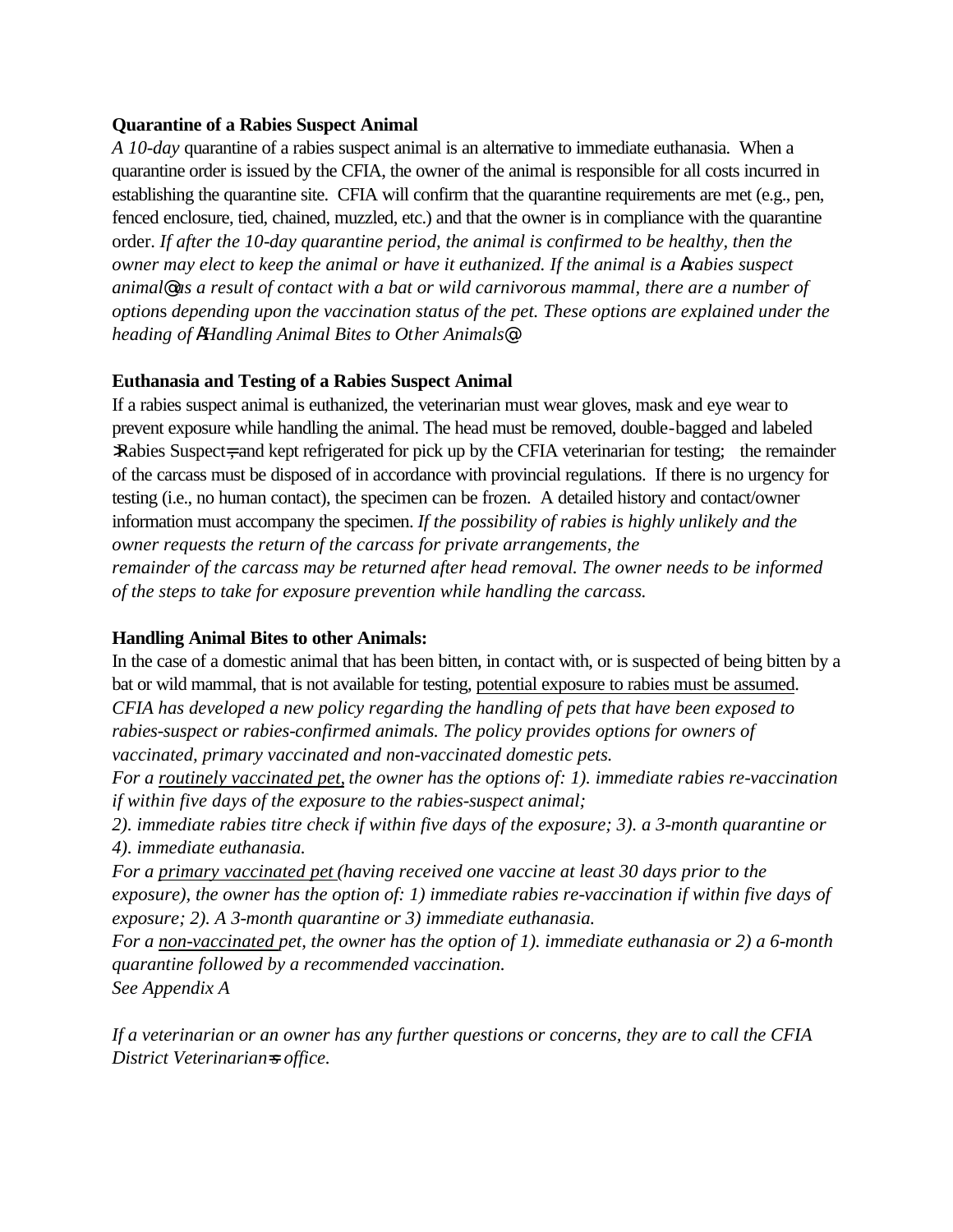**Quarantine of a Rabies Suspect Animal**

*A 10-day* quarantine of a rabies suspect animal is an alternative to immediate euthanasia. When a quarantine order is issued by the CFIA, the owner of the animal is responsible for all costs incurred in establishing the quarantine site. CFIA will confirm that the quarantine requirements are met (e.g., pen, fenced enclosure, tied, chained, muzzled, etc.) and that the owner is in compliance with the quarantine order. *If after the 10-day quarantine period, the animal is confirmed to be healthy, then the owner may elect to keep the animal or have it euthanized. If the animal is a Arabies suspect animal@ as a result of contact with a bat or wild carnivorous mammal, there are a number of options depending upon the vaccination status of the pet. These options are explained under the heading of AHandling Animal Bites to Other Animals@.*

**Euthanasia and Testing of a Rabies Suspect Animal**

If a rabies suspect animal is euthanized, the veterinarian must wear gloves, mask and eye wear to prevent exposure while handling the animal. The head must be removed, double-bagged and labeled >Rabies Suspect=, and kept refrigerated for pick up by the CFIA veterinarian for testing; the remainder of the carcass must be disposed of in accordance with provincial regulations. If there is no urgency for testing (i.e., no human contact), the specimen can be frozen. A detailed history and contact/owner information must accompany the specimen. *If the possibility of rabies is highly unlikely and the owner requests the return of the carcass for private arrangements, the remainder of the carcass may be returned after head removal. The owner needs to be informed of the steps to take for exposure prevention while handling the carcass.*

**Handling Animal Bites to other Animals:**

In the case of a domestic animal that has been bitten, in contact with, or is suspected of being bitten by a bat or wild mammal, that is not available for testing, <u>potential exposure to rabies must be assumed</u>. *CFIA has developed a new policy regarding the handling of pets that have been exposed to rabies-suspect or rabies-confirmed animals. The policy provides options for owners of vaccinated, primary vaccinated and non-vaccinated domestic pets.*

*For a <u>routinely vaccinated pet</u>, the owner has the options of: 1). immediate rabies re-vaccination if within five days of the exposure to the rabies-suspect animal;*

*2). immediate rabies titre check if within five days of the exposure; 3). a 3-month quarantine or 4). immediate euthanasia.*

*For a <u>primary vaccinated pet</u> (having received one vaccine at least 30 days prior to the exposure), the owner has the option of: 1) immediate rabies re-vaccination if within five days of exposure; 2). A 3-month quarantine or 3) immediate euthanasia.*

*For a <u>non-vaccinated</u> pet, the owner has the option of 1). immediate euthanasia or 2) a 6-month quarantine followed by a recommended vaccination.*

*See Appendix A*

*If a veterinarian or an owner has any further questions or concerns, they are to call the CFIA District Veterinarian=s office.*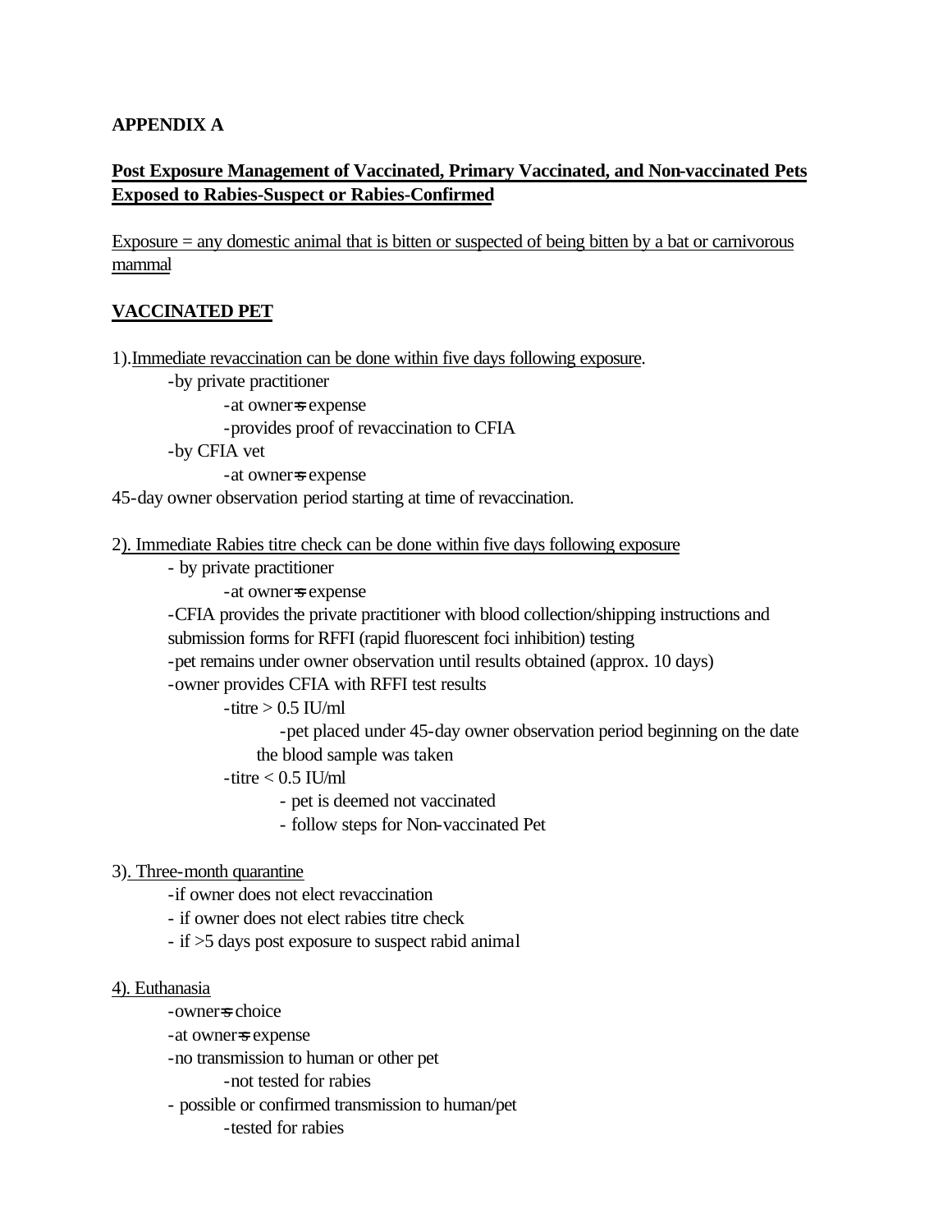**APPENDIX A**

**Post Exposure Management of Vaccinated, Primary Vaccinated, and Non-vaccinated Pets Exposed to Rabies-Suspect or Rabies-Confirmed**

Exposure = any domestic animal that is bitten or suspected of being bitten by a bat or carnivorous mammal

**VACCINATED PET**

1). Immediate revaccination can be done within five days following exposure.

- by private practitioner
  - at owner=s expense
  - provides proof of revaccination to CFIA
- by CFIA vet
  - at owner=s expense

45-day owner observation period starting at time of revaccination.

2). Immediate Rabies titre check can be done within five days following exposure

- by private practitioner
  - at owner=s expense
- CFIA provides the private practitioner with blood collection/shipping instructions and submission forms for RFFI (rapid fluorescent foci inhibition) testing
- pet remains under owner observation until results obtained (approx. 10 days)
- owner provides CFIA with RFFI test results
  - titre > 0.5 IU/ml
    - pet placed under 45-day owner observation period beginning on the date the blood sample was taken
  - titre < 0.5 IU/ml
    - pet is deemed not vaccinated
    - follow steps for Non-vaccinated Pet

3). Three-month quarantine

- if owner does not elect revaccination
- if owner does not elect rabies titre check
- if >5 days post exposure to suspect rabid animal

4). Euthanasia

- owner=s choice
- at owner=s expense
- no transmission to human or other pet
  - not tested for rabies
- possible or confirmed transmission to human/pet
  - tested for rabies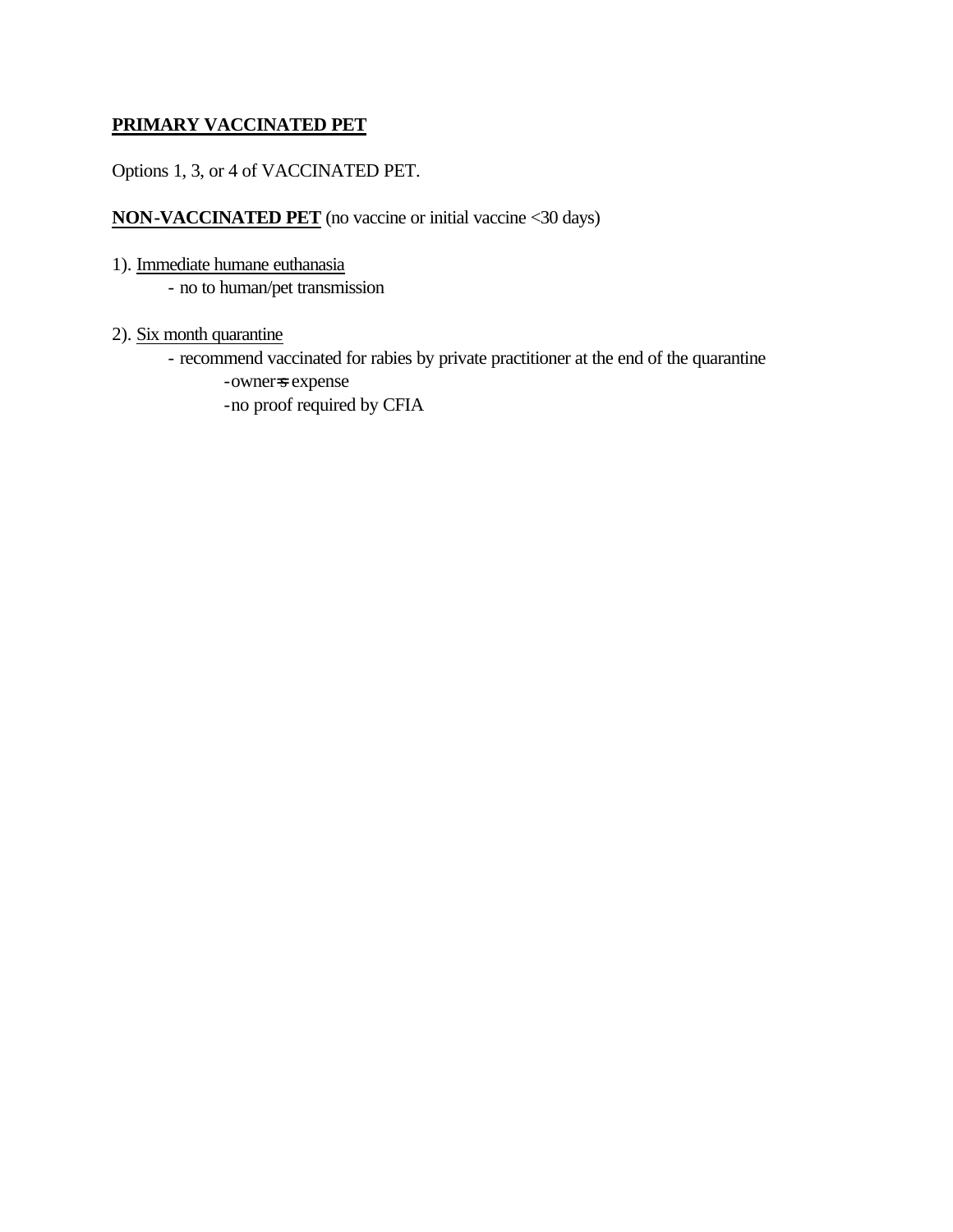**PRIMARY VACCINATED PET**

Options 1, 3, or 4 of VACCINATED PET.

**NON-VACCINATED PET** (no vaccine or initial vaccine <30 days)

1). Immediate humane euthanasia

- no to human/pet transmission

2). Six month quarantine

- recommend vaccinated for rabies by private practitioner at the end of the quarantine
  - owner=s expense
  - no proof required by CFIA